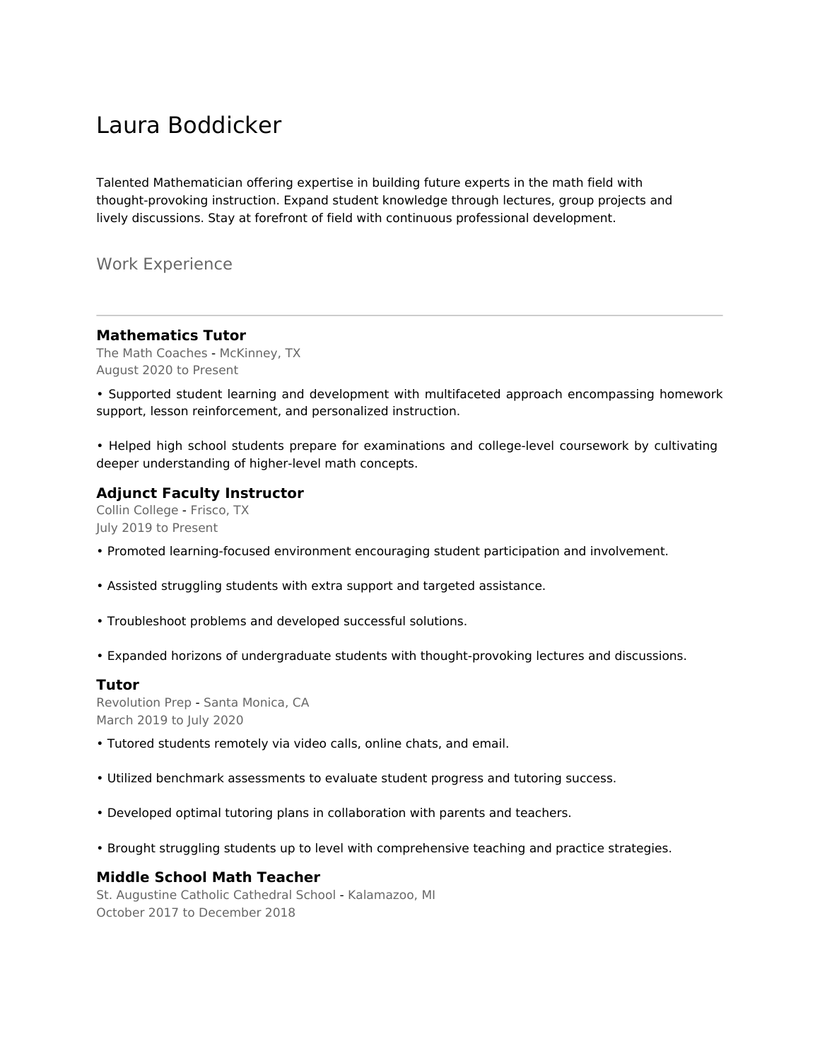# Laura Boddicker

Talented Mathematician offering expertise in building future experts in the math field with thought-provoking instruction. Expand student knowledge through lectures, group projects and lively discussions. Stay at forefront of field with continuous professional development.

## Work Experience

---

### Mathematics Tutor

The Math Coaches - McKinney, TX
August 2020 to Present

• Supported student learning and development with multifaceted approach encompassing homework support, lesson reinforcement, and personalized instruction.

• Helped high school students prepare for examinations and college-level coursework by cultivating deeper understanding of higher-level math concepts.

### Adjunct Faculty Instructor

Collin College - Frisco, TX
July 2019 to Present

• Promoted learning-focused environment encouraging student participation and involvement.

• Assisted struggling students with extra support and targeted assistance.

• Troubleshoot problems and developed successful solutions.

• Expanded horizons of undergraduate students with thought-provoking lectures and discussions.

### Tutor

Revolution Prep - Santa Monica, CA
March 2019 to July 2020

• Tutored students remotely via video calls, online chats, and email.

• Utilized benchmark assessments to evaluate student progress and tutoring success.

• Developed optimal tutoring plans in collaboration with parents and teachers.

• Brought struggling students up to level with comprehensive teaching and practice strategies.

### Middle School Math Teacher

St. Augustine Catholic Cathedral School - Kalamazoo, MI
October 2017 to December 2018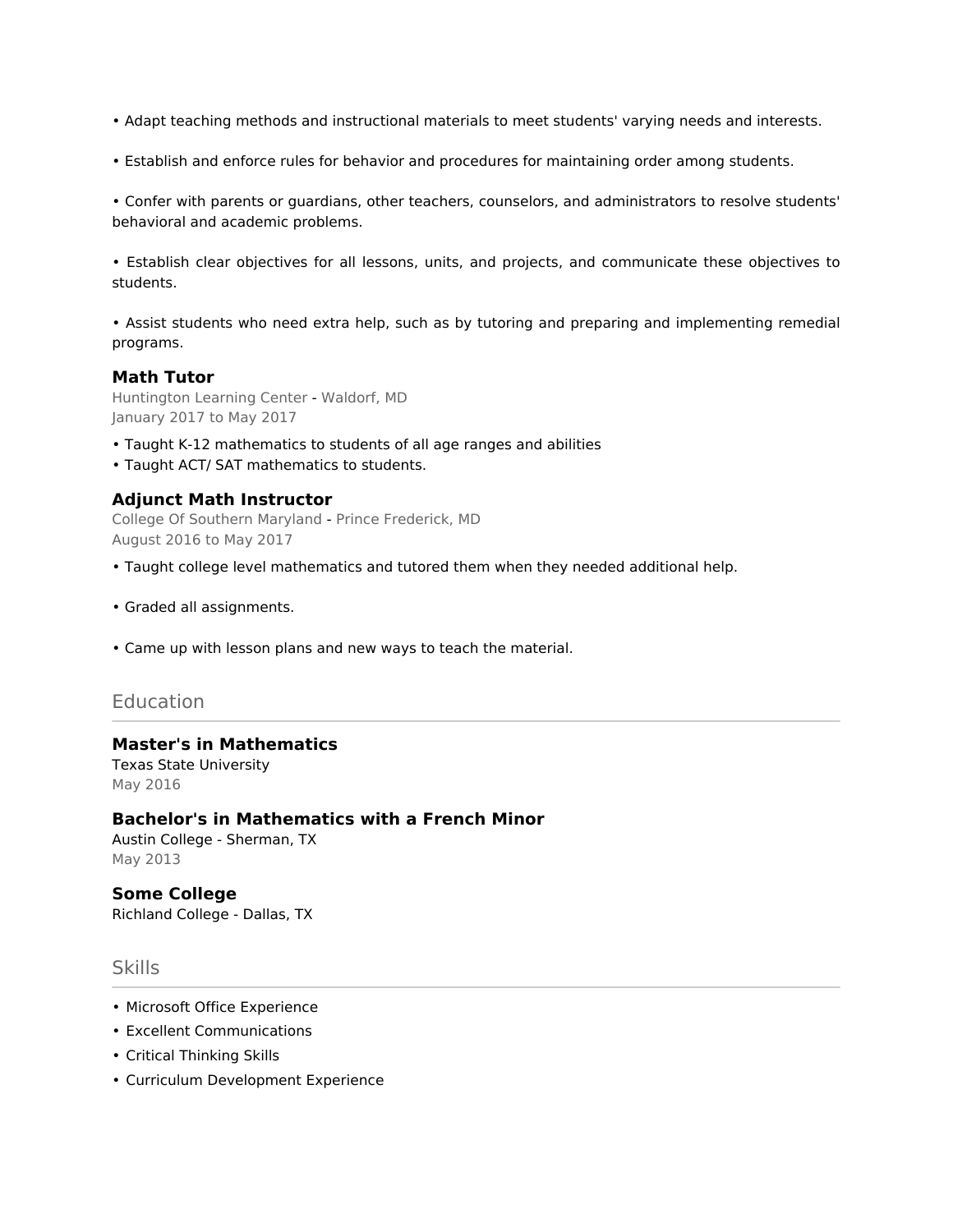• Adapt teaching methods and instructional materials to meet students' varying needs and interests.

• Establish and enforce rules for behavior and procedures for maintaining order among students.

• Confer with parents or guardians, other teachers, counselors, and administrators to resolve students' behavioral and academic problems.

• Establish clear objectives for all lessons, units, and projects, and communicate these objectives to students.

• Assist students who need extra help, such as by tutoring and preparing and implementing remedial programs.

### Math Tutor

Huntington Learning Center - Waldorf, MD
January 2017 to May 2017

• Taught K-12 mathematics to students of all age ranges and abilities
• Taught ACT/ SAT mathematics to students.

### Adjunct Math Instructor

College Of Southern Maryland - Prince Frederick, MD
August 2016 to May 2017

• Taught college level mathematics and tutored them when they needed additional help.

• Graded all assignments.

• Came up with lesson plans and new ways to teach the material.

## Education

### Master's in Mathematics

Texas State University
May 2016

### Bachelor's in Mathematics with a French Minor

Austin College - Sherman, TX
May 2013

### Some College

Richland College - Dallas, TX

## Skills

• Microsoft Office Experience
• Excellent Communications
• Critical Thinking Skills
• Curriculum Development Experience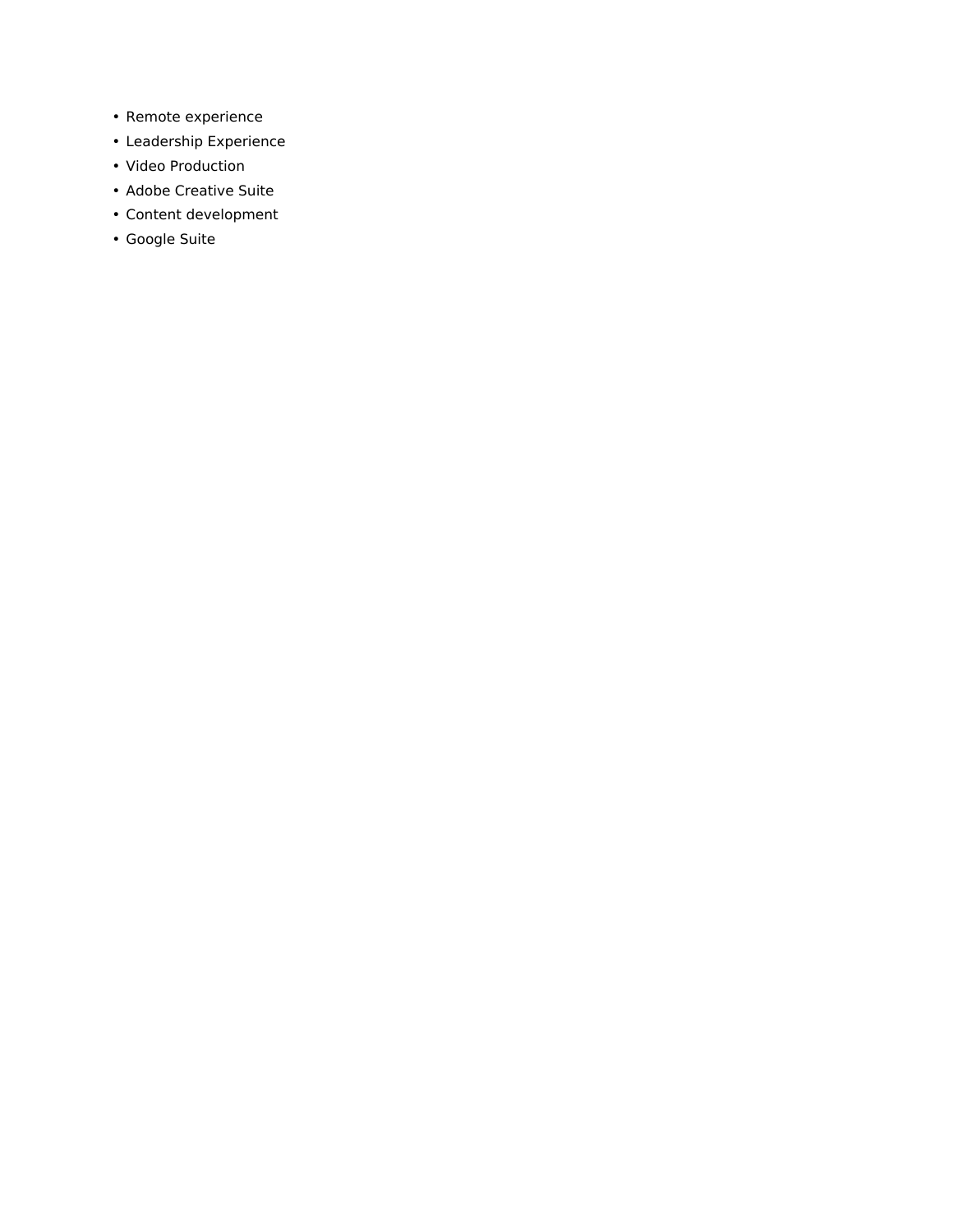- Remote experience
- Leadership Experience
- Video Production
- Adobe Creative Suite
- Content development
- Google Suite